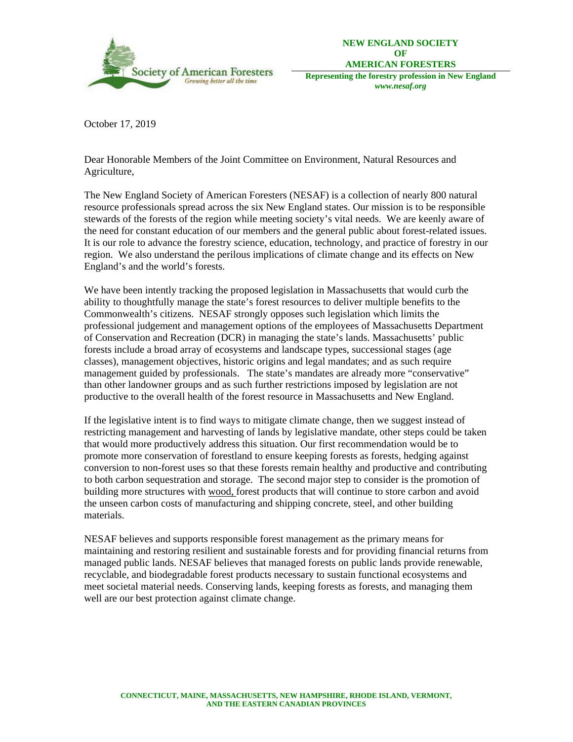**NEW ENGLAND SOCIETY OF AMERICAN FORESTERS**

**Representing the forestry profession in New England**
***www.nesaf.org***

October 17, 2019

Dear Honorable Members of the Joint Committee on Environment, Natural Resources and Agriculture,

The New England Society of American Foresters (NESAF) is a collection of nearly 800 natural resource professionals spread across the six New England states. Our mission is to be responsible stewards of the forests of the region while meeting society's vital needs. We are keenly aware of the need for constant education of our members and the general public about forest-related issues. It is our role to advance the forestry science, education, technology, and practice of forestry in our region. We also understand the perilous implications of climate change and its effects on New England's and the world's forests.

We have been intently tracking the proposed legislation in Massachusetts that would curb the ability to thoughtfully manage the state's forest resources to deliver multiple benefits to the Commonwealth's citizens. NESAF strongly opposes such legislation which limits the professional judgement and management options of the employees of Massachusetts Department of Conservation and Recreation (DCR) in managing the state's lands. Massachusetts' public forests include a broad array of ecosystems and landscape types, successional stages (age classes), management objectives, historic origins and legal mandates; and as such require management guided by professionals. The state's mandates are already more "conservative" than other landowner groups and as such further restrictions imposed by legislation are not productive to the overall health of the forest resource in Massachusetts and New England.

If the legislative intent is to find ways to mitigate climate change, then we suggest instead of restricting management and harvesting of lands by legislative mandate, other steps could be taken that would more productively address this situation. Our first recommendation would be to promote more conservation of forestland to ensure keeping forests as forests, hedging against conversion to non-forest uses so that these forests remain healthy and productive and contributing to both carbon sequestration and storage. The second major step to consider is the promotion of building more structures with wood, forest products that will continue to store carbon and avoid the unseen carbon costs of manufacturing and shipping concrete, steel, and other building materials.

NESAF believes and supports responsible forest management as the primary means for maintaining and restoring resilient and sustainable forests and for providing financial returns from managed public lands. NESAF believes that managed forests on public lands provide renewable, recyclable, and biodegradable forest products necessary to sustain functional ecosystems and meet societal material needs. Conserving lands, keeping forests as forests, and managing them well are our best protection against climate change.

**CONNECTICUT, MAINE, MASSACHUSETTS, NEW HAMPSHIRE, RHODE ISLAND, VERMONT, AND THE EASTERN CANADIAN PROVINCES**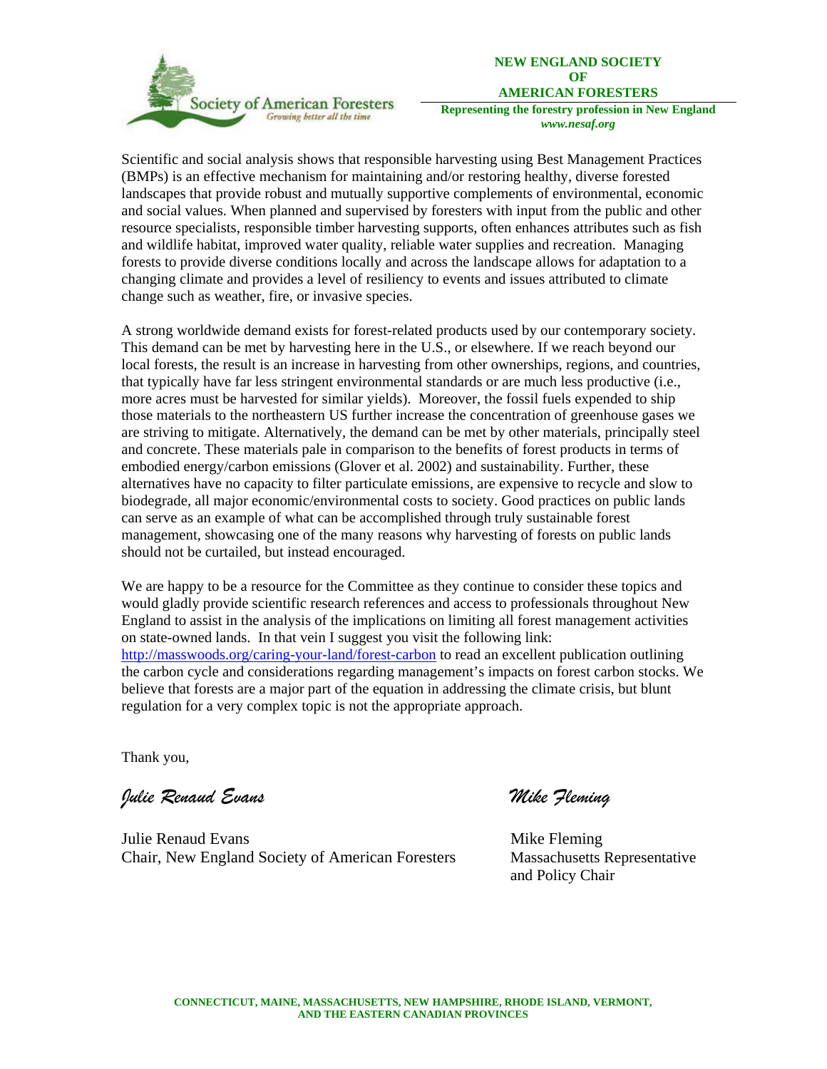**NEW ENGLAND SOCIETY OF AMERICAN FORESTERS**

**Representing the forestry profession in New England**

***www.nesaf.org***

Scientific and social analysis shows that responsible harvesting using Best Management Practices (BMPs) is an effective mechanism for maintaining and/or restoring healthy, diverse forested landscapes that provide robust and mutually supportive complements of environmental, economic and social values. When planned and supervised by foresters with input from the public and other resource specialists, responsible timber harvesting supports, often enhances attributes such as fish and wildlife habitat, improved water quality, reliable water supplies and recreation. Managing forests to provide diverse conditions locally and across the landscape allows for adaptation to a changing climate and provides a level of resiliency to events and issues attributed to climate change such as weather, fire, or invasive species.

A strong worldwide demand exists for forest-related products used by our contemporary society. This demand can be met by harvesting here in the U.S., or elsewhere. If we reach beyond our local forests, the result is an increase in harvesting from other ownerships, regions, and countries, that typically have far less stringent environmental standards or are much less productive (i.e., more acres must be harvested for similar yields). Moreover, the fossil fuels expended to ship those materials to the northeastern US further increase the concentration of greenhouse gases we are striving to mitigate. Alternatively, the demand can be met by other materials, principally steel and concrete. These materials pale in comparison to the benefits of forest products in terms of embodied energy/carbon emissions (Glover et al. 2002) and sustainability. Further, these alternatives have no capacity to filter particulate emissions, are expensive to recycle and slow to biodegrade, all major economic/environmental costs to society. Good practices on public lands can serve as an example of what can be accomplished through truly sustainable forest management, showcasing one of the many reasons why harvesting of forests on public lands should not be curtailed, but instead encouraged.

We are happy to be a resource for the Committee as they continue to consider these topics and would gladly provide scientific research references and access to professionals throughout New England to assist in the analysis of the implications on limiting all forest management activities on state-owned lands. In that vein I suggest you visit the following link: http://masswoods.org/caring-your-land/forest-carbon to read an excellent publication outlining the carbon cycle and considerations regarding management's impacts on forest carbon stocks. We believe that forests are a major part of the equation in addressing the climate crisis, but blunt regulation for a very complex topic is not the appropriate approach.

Thank you,

*Julie Renaud Evans*

Julie Renaud Evans
Chair, New England Society of American Foresters

*Mike Fleming*

Mike Fleming
Massachusetts Representative
and Policy Chair

**CONNECTICUT, MAINE, MASSACHUSETTS, NEW HAMPSHIRE, RHODE ISLAND, VERMONT, AND THE EASTERN CANADIAN PROVINCES**